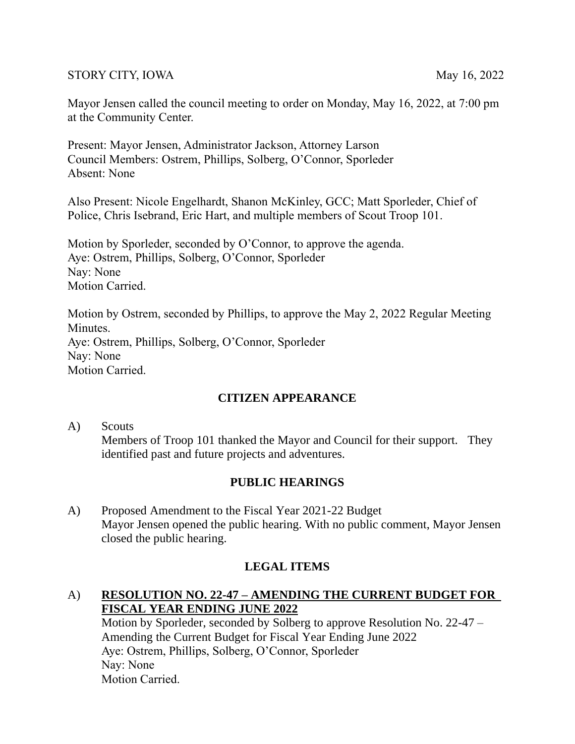STORY CITY, IOWA May 16, 2022

Mayor Jensen called the council meeting to order on Monday, May 16, 2022, at 7:00 pm at the Community Center.

Present: Mayor Jensen, Administrator Jackson, Attorney Larson
Council Members: Ostrem, Phillips, Solberg, O'Connor, Sporleder
Absent: None

Also Present: Nicole Engelhardt, Shanon McKinley, GCC; Matt Sporleder, Chief of Police, Chris Isebrand, Eric Hart, and multiple members of Scout Troop 101.

Motion by Sporleder, seconded by O'Connor, to approve the agenda.
Aye: Ostrem, Phillips, Solberg, O'Connor, Sporleder
Nay: None
Motion Carried.

Motion by Ostrem, seconded by Phillips, to approve the May 2, 2022 Regular Meeting Minutes.
Aye: Ostrem, Phillips, Solberg, O'Connor, Sporleder
Nay: None
Motion Carried.

## CITIZEN APPEARANCE

A) Scouts
Members of Troop 101 thanked the Mayor and Council for their support. They identified past and future projects and adventures.

## PUBLIC HEARINGS

A) Proposed Amendment to the Fiscal Year 2021-22 Budget
Mayor Jensen opened the public hearing. With no public comment, Mayor Jensen closed the public hearing.

## LEGAL ITEMS

A) **RESOLUTION NO. 22-47 – AMENDING THE CURRENT BUDGET FOR FISCAL YEAR ENDING JUNE 2022**
Motion by Sporleder, seconded by Solberg to approve Resolution No. 22-47 – Amending the Current Budget for Fiscal Year Ending June 2022
Aye: Ostrem, Phillips, Solberg, O'Connor, Sporleder
Nay: None
Motion Carried.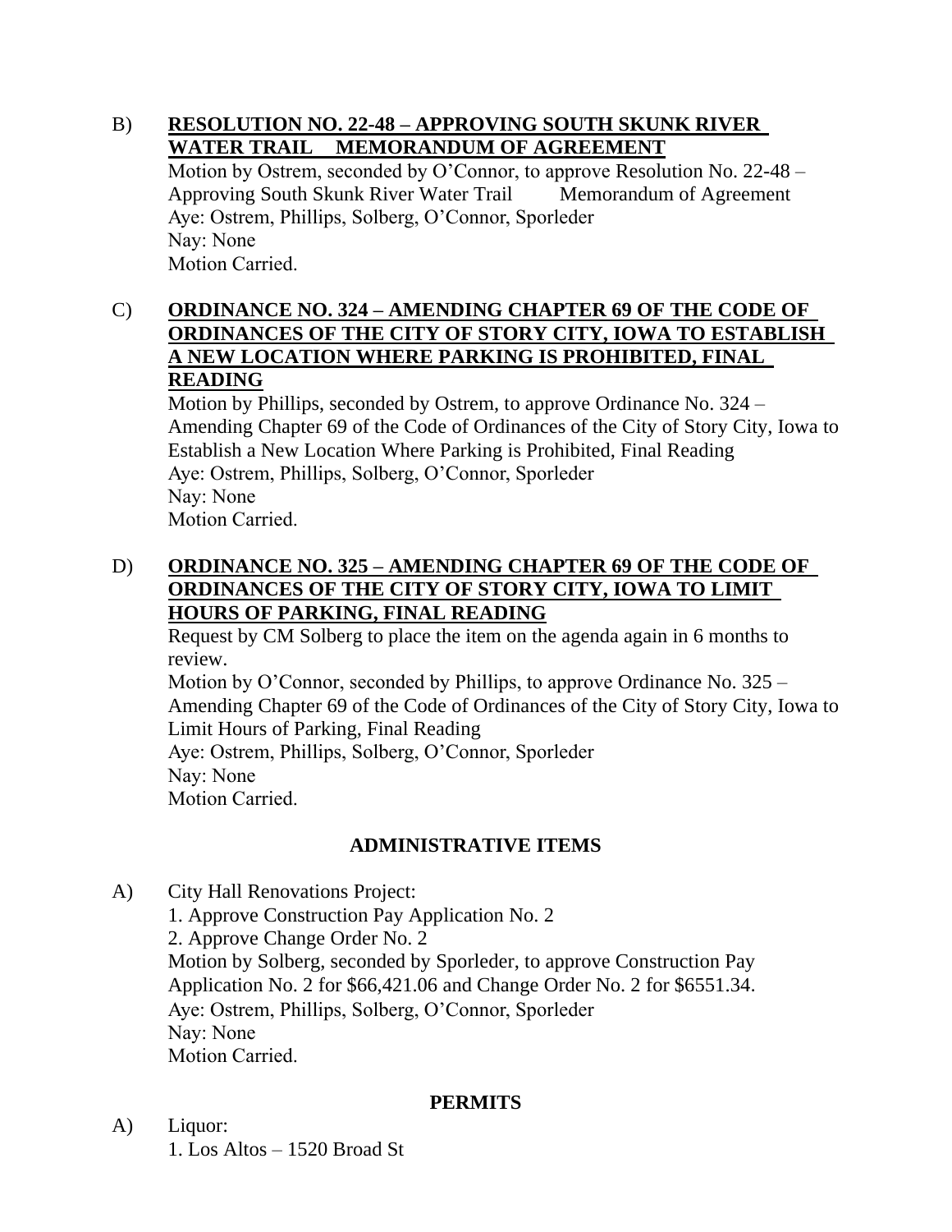B) **RESOLUTION NO. 22-48 – APPROVING SOUTH SKUNK RIVER WATER TRAIL MEMORANDUM OF AGREEMENT**

Motion by Ostrem, seconded by O'Connor, to approve Resolution No. 22-48 – Approving South Skunk River Water Trail Memorandum of Agreement
Aye: Ostrem, Phillips, Solberg, O'Connor, Sporleder
Nay: None
Motion Carried.

C) **ORDINANCE NO. 324 – AMENDING CHAPTER 69 OF THE CODE OF ORDINANCES OF THE CITY OF STORY CITY, IOWA TO ESTABLISH A NEW LOCATION WHERE PARKING IS PROHIBITED, FINAL READING**

Motion by Phillips, seconded by Ostrem, to approve Ordinance No. 324 – Amending Chapter 69 of the Code of Ordinances of the City of Story City, Iowa to Establish a New Location Where Parking is Prohibited, Final Reading
Aye: Ostrem, Phillips, Solberg, O'Connor, Sporleder
Nay: None
Motion Carried.

D) **ORDINANCE NO. 325 – AMENDING CHAPTER 69 OF THE CODE OF ORDINANCES OF THE CITY OF STORY CITY, IOWA TO LIMIT HOURS OF PARKING, FINAL READING**

Request by CM Solberg to place the item on the agenda again in 6 months to review.
Motion by O'Connor, seconded by Phillips, to approve Ordinance No. 325 – Amending Chapter 69 of the Code of Ordinances of the City of Story City, Iowa to Limit Hours of Parking, Final Reading
Aye: Ostrem, Phillips, Solberg, O'Connor, Sporleder
Nay: None
Motion Carried.

## ADMINISTRATIVE ITEMS

A) City Hall Renovations Project:
1. Approve Construction Pay Application No. 2
2. Approve Change Order No. 2
Motion by Solberg, seconded by Sporleder, to approve Construction Pay Application No. 2 for $66,421.06 and Change Order No. 2 for $6551.34.
Aye: Ostrem, Phillips, Solberg, O'Connor, Sporleder
Nay: None
Motion Carried.

## PERMITS

A) Liquor:
1. Los Altos – 1520 Broad St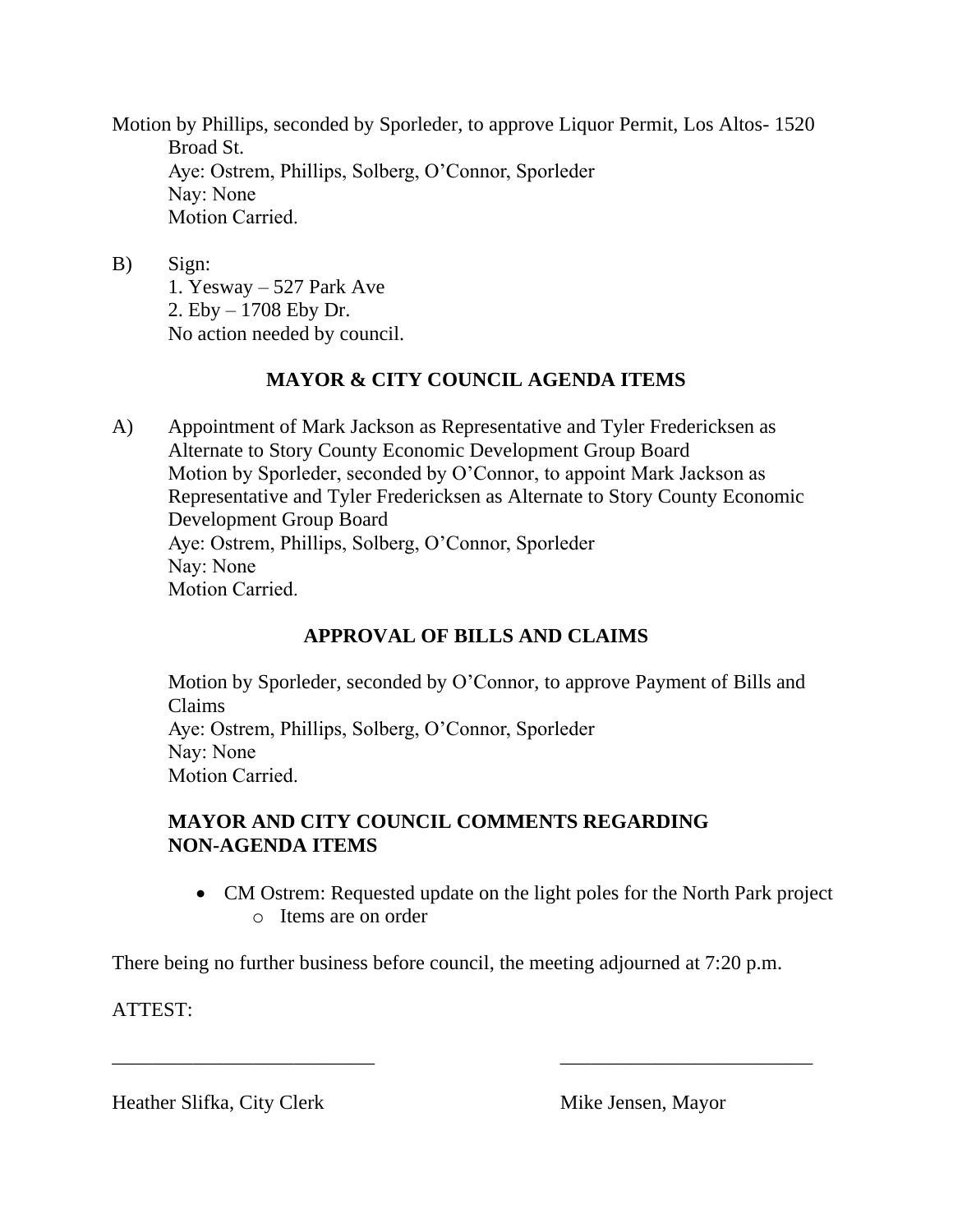Motion by Phillips, seconded by Sporleder, to approve Liquor Permit, Los Altos- 1520 Broad St.

Aye: Ostrem, Phillips, Solberg, O'Connor, Sporleder
Nay: None
Motion Carried.

B) Sign:
1. Yesway – 527 Park Ave
2. Eby – 1708 Eby Dr.
No action needed by council.

## MAYOR & CITY COUNCIL AGENDA ITEMS

A) Appointment of Mark Jackson as Representative and Tyler Fredericksen as Alternate to Story County Economic Development Group Board
Motion by Sporleder, seconded by O'Connor, to appoint Mark Jackson as Representative and Tyler Fredericksen as Alternate to Story County Economic Development Group Board
Aye: Ostrem, Phillips, Solberg, O'Connor, Sporleder
Nay: None
Motion Carried.

## APPROVAL OF BILLS AND CLAIMS

Motion by Sporleder, seconded by O'Connor, to approve Payment of Bills and Claims
Aye: Ostrem, Phillips, Solberg, O'Connor, Sporleder
Nay: None
Motion Carried.

## MAYOR AND CITY COUNCIL COMMENTS REGARDING NON-AGENDA ITEMS

- CM Ostrem: Requested update on the light poles for the North Park project
  - Items are on order

There being no further business before council, the meeting adjourned at 7:20 p.m.

ATTEST:

\_\_\_\_\_\_\_\_\_\_\_\_\_\_\_\_\_\_\_\_\_\_\_\_\_\_ \_\_\_\_\_\_\_\_\_\_\_\_\_\_\_\_\_\_\_\_\_\_\_\_\_\_

Heather Slifka, City Clerk Mike Jensen, Mayor